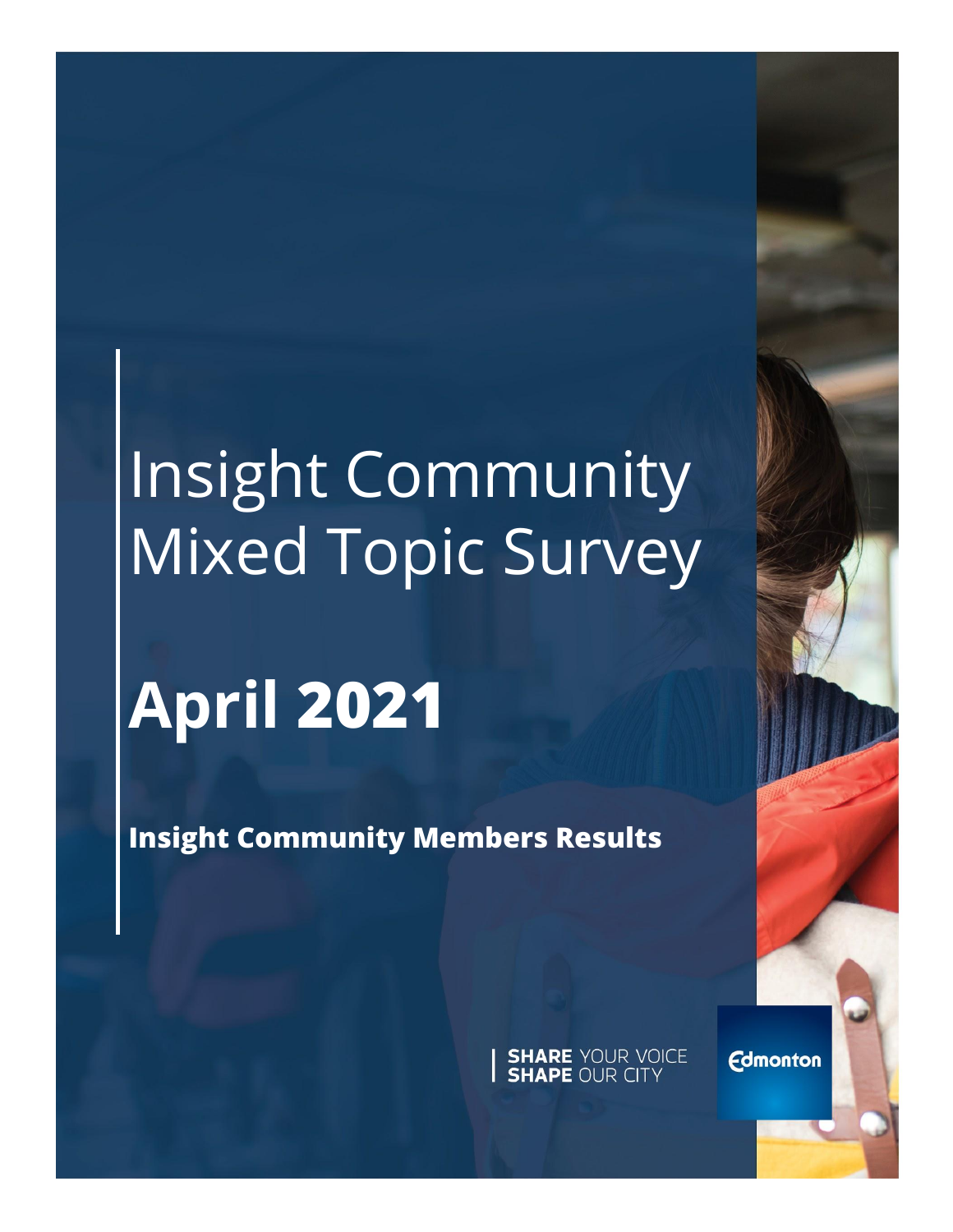# Insight Community Mixed Topic Survey

# April 2021

**Insight Community Members Results**

**SHARE** YOUR VOICE
**SHAPE** OUR CITY

Edmonton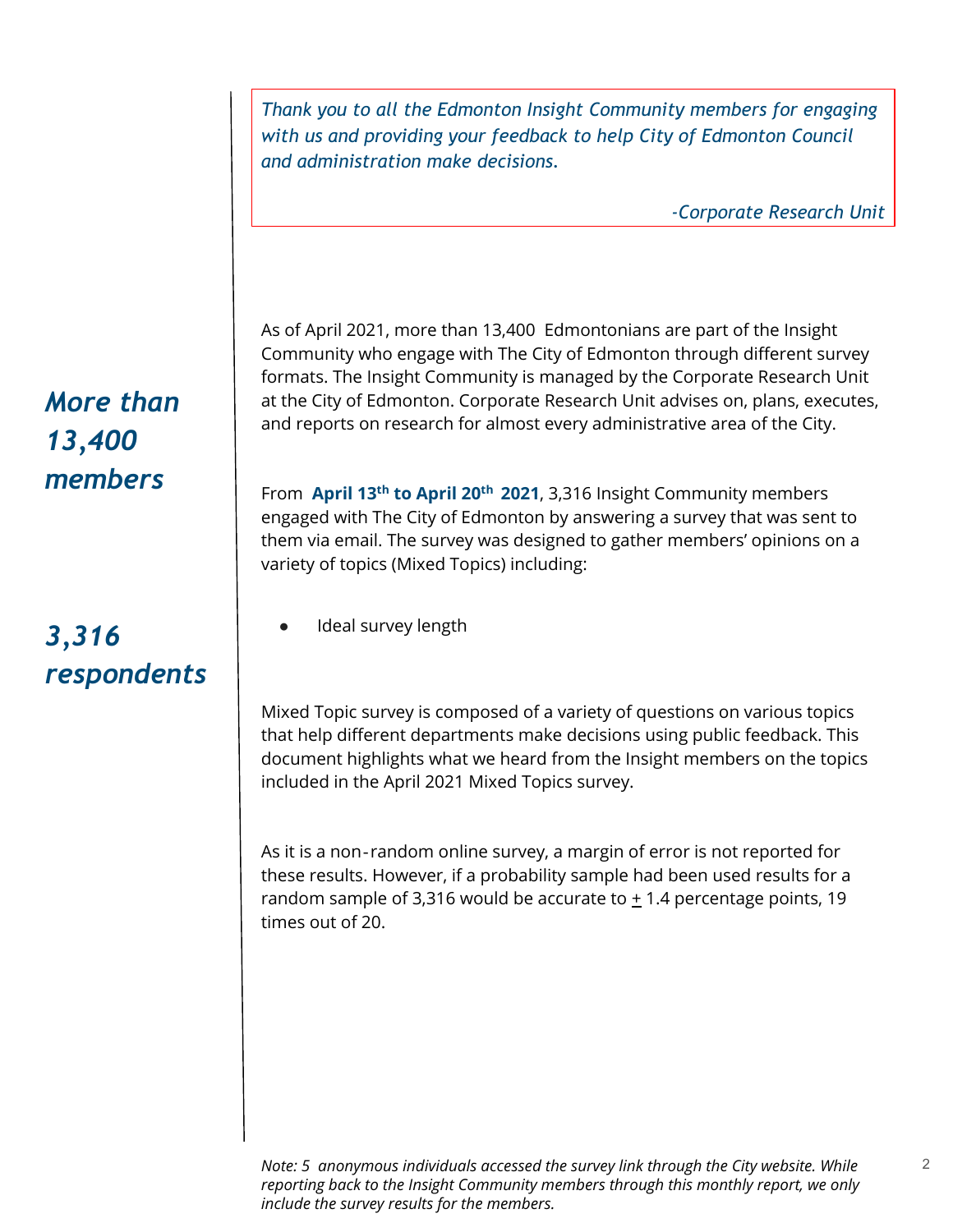*Thank you to all the Edmonton Insight Community members for engaging with us and providing your feedback to help City of Edmonton Council and administration make decisions.*

*-Corporate Research Unit*

***More than 13,400 members***

***3,316 respondents***

As of April 2021, more than 13,400 Edmontonians are part of the Insight Community who engage with The City of Edmonton through different survey formats. The Insight Community is managed by the Corporate Research Unit at the City of Edmonton. Corporate Research Unit advises on, plans, executes, and reports on research for almost every administrative area of the City.

From **April 13th to April 20th 2021**, 3,316 Insight Community members engaged with The City of Edmonton by answering a survey that was sent to them via email. The survey was designed to gather members' opinions on a variety of topics (Mixed Topics) including:

- Ideal survey length

Mixed Topic survey is composed of a variety of questions on various topics that help different departments make decisions using public feedback. This document highlights what we heard from the Insight members on the topics included in the April 2021 Mixed Topics survey.

As it is a non-random online survey, a margin of error is not reported for these results. However, if a probability sample had been used results for a random sample of 3,316 would be accurate to ± 1.4 percentage points, 19 times out of 20.

*Note: 5 anonymous individuals accessed the survey link through the City website. While reporting back to the Insight Community members through this monthly report, we only include the survey results for the members.*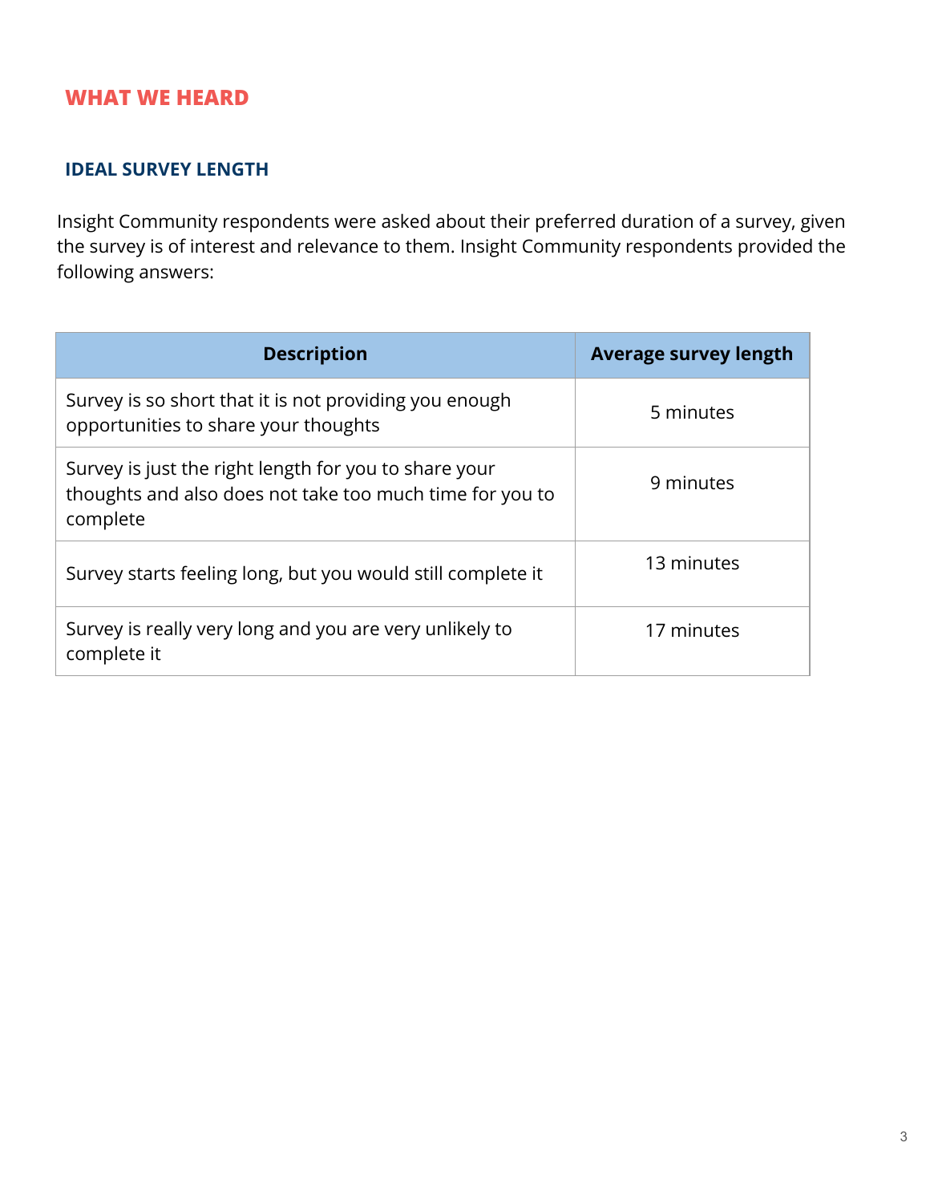# WHAT WE HEARD

## IDEAL SURVEY LENGTH

Insight Community respondents were asked about their preferred duration of a survey, given the survey is of interest and relevance to them. Insight Community respondents provided the following answers:

| Description | Average survey length |
|---|---|
| Survey is so short that it is not providing you enough opportunities to share your thoughts | 5 minutes |
| Survey is just the right length for you to share your thoughts and also does not take too much time for you to complete | 9 minutes |
| Survey starts feeling long, but you would still complete it | 13 minutes |
| Survey is really very long and you are very unlikely to complete it | 17 minutes |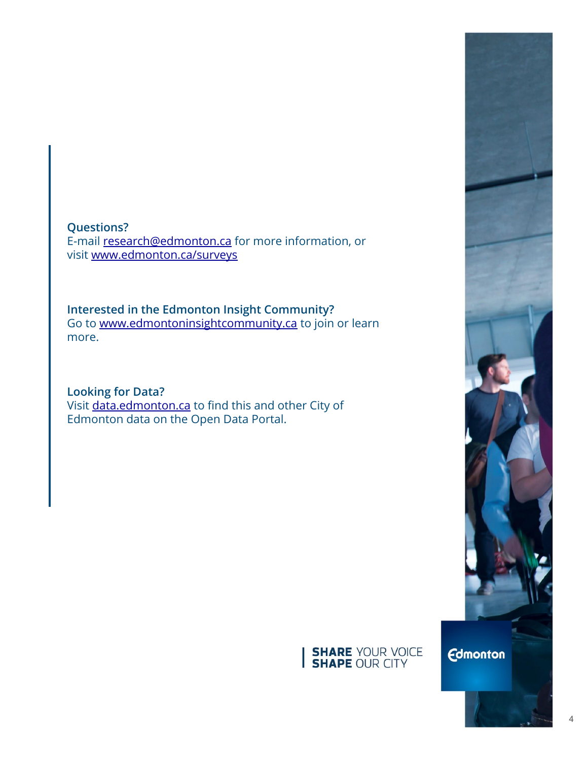**Questions?**
E-mail research@edmonton.ca for more information, or visit www.edmonton.ca/surveys

**Interested in the Edmonton Insight Community?**
Go to www.edmontoninsightcommunity.ca to join or learn more.

**Looking for Data?**
Visit data.edmonton.ca to find this and other City of Edmonton data on the Open Data Portal.

**SHARE** YOUR VOICE
**SHAPE** OUR CITY

Edmonton